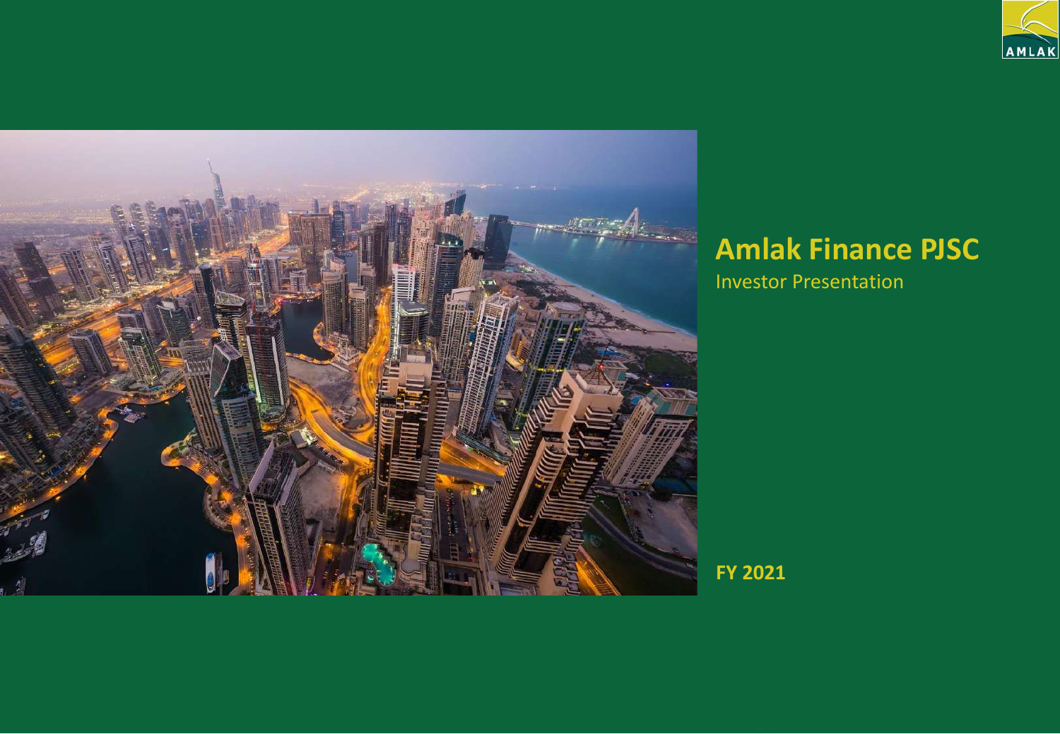# Amlak Finance PJSC

Investor Presentation

**FY 2021**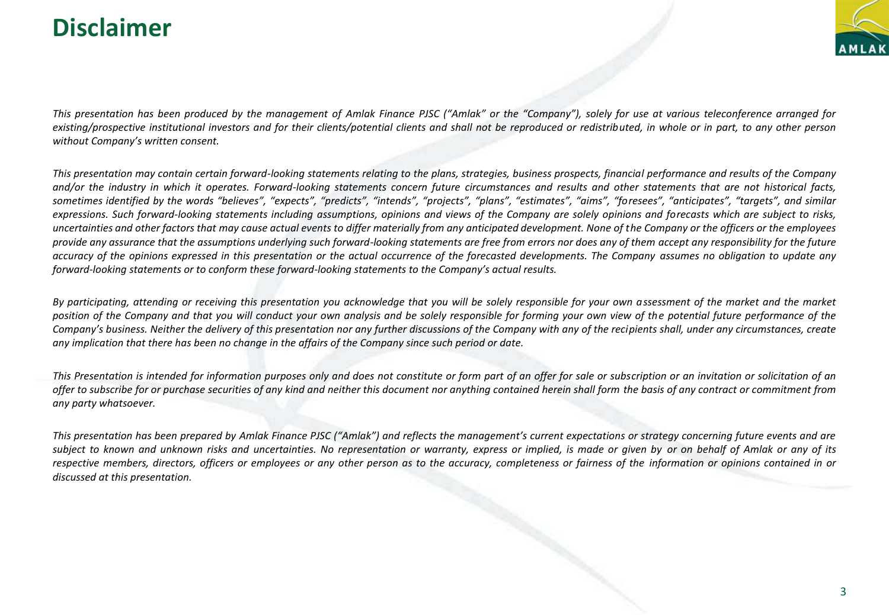# Disclaimer

*This presentation has been produced by the management of Amlak Finance PJSC ("Amlak" or the "Company"), solely for use at various teleconference arranged for existing/prospective institutional investors and for their clients/potential clients and shall not be reproduced or redistributed, in whole or in part, to any other person without Company's written consent.*

*This presentation may contain certain forward-looking statements relating to the plans, strategies, business prospects, financial performance and results of the Company and/or the industry in which it operates. Forward-looking statements concern future circumstances and results and other statements that are not historical facts, sometimes identified by the words "believes", "expects", "predicts", "intends", "projects", "plans", "estimates", "aims", "foresees", "anticipates", "targets", and similar expressions. Such forward-looking statements including assumptions, opinions and views of the Company are solely opinions and forecasts which are subject to risks, uncertainties and other factors that may cause actual events to differ materially from any anticipated development. None of the Company or the officers or the employees provide any assurance that the assumptions underlying such forward-looking statements are free from errors nor does any of them accept any responsibility for the future accuracy of the opinions expressed in this presentation or the actual occurrence of the forecasted developments. The Company assumes no obligation to update any forward-looking statements or to conform these forward-looking statements to the Company's actual results.*

*By participating, attending or receiving this presentation you acknowledge that you will be solely responsible for your own assessment of the market and the market position of the Company and that you will conduct your own analysis and be solely responsible for forming your own view of the potential future performance of the Company's business. Neither the delivery of this presentation nor any further discussions of the Company with any of the recipients shall, under any circumstances, create any implication that there has been no change in the affairs of the Company since such period or date.*

*This Presentation is intended for information purposes only and does not constitute or form part of an offer for sale or subscription or an invitation or solicitation of an offer to subscribe for or purchase securities of any kind and neither this document nor anything contained herein shall form the basis of any contract or commitment from any party whatsoever.*

*This presentation has been prepared by Amlak Finance PJSC ("Amlak") and reflects the management's current expectations or strategy concerning future events and are subject to known and unknown risks and uncertainties. No representation or warranty, express or implied, is made or given by or on behalf of Amlak or any of its respective members, directors, officers or employees or any other person as to the accuracy, completeness or fairness of the information or opinions contained in or discussed at this presentation.*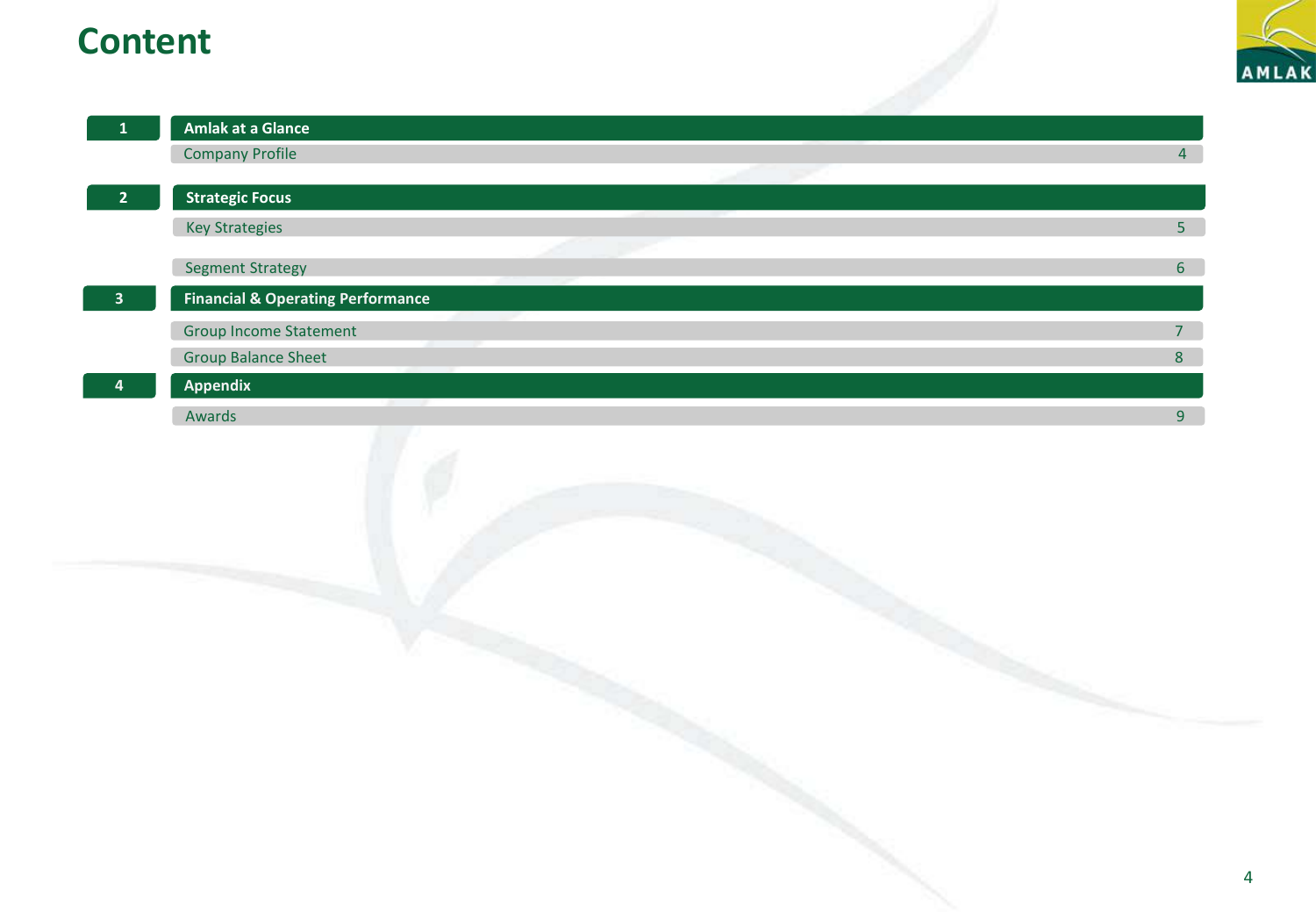# Content

| | | |
|---|---|---|
| **1** | **Amlak at a Glance** | |
| | Company Profile | 4 |
| **2** | **Strategic Focus** | |
| | Key Strategies | 5 |
| | Segment Strategy | 6 |
| **3** | **Financial & Operating Performance** | |
| | Group Income Statement | 7 |
| | Group Balance Sheet | 8 |
| **4** | **Appendix** | |
| | Awards | 9 |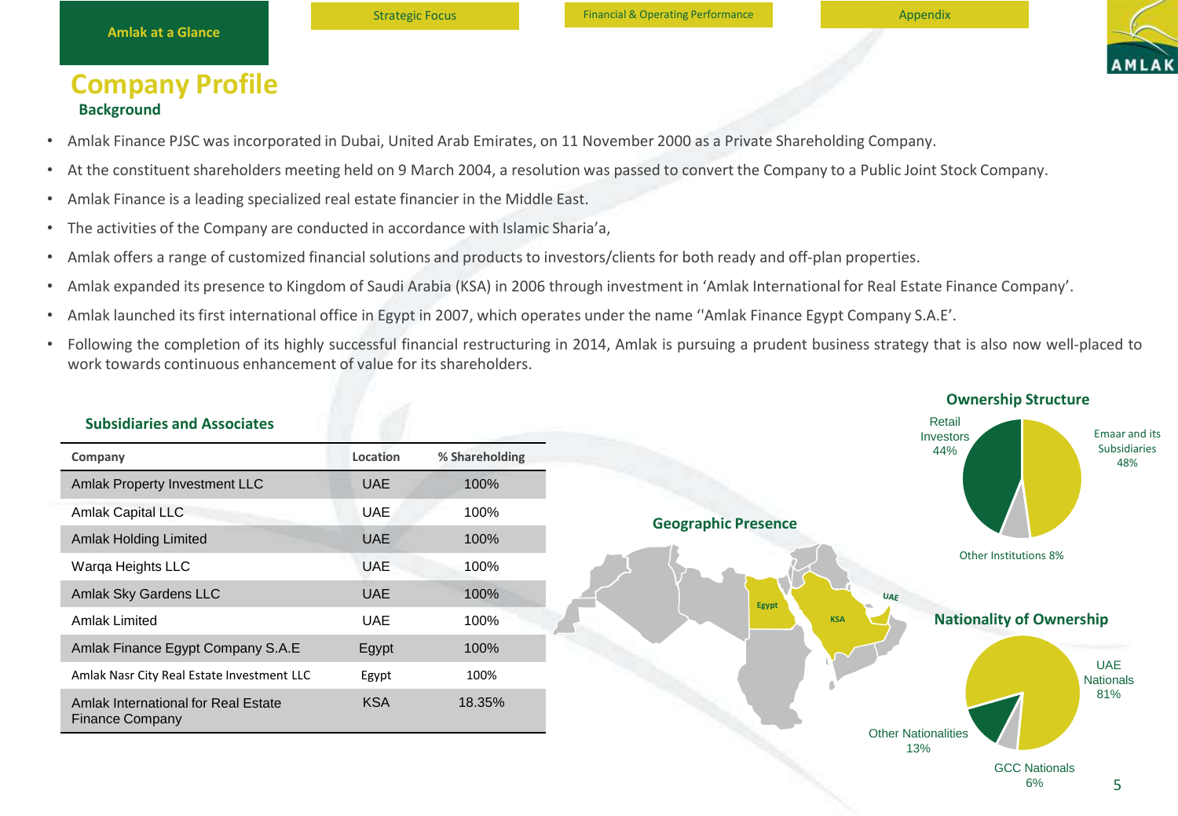# Company Profile

## Background

- Amlak Finance PJSC was incorporated in Dubai, United Arab Emirates, on 11 November 2000 as a Private Shareholding Company.
- At the constituent shareholders meeting held on 9 March 2004, a resolution was passed to convert the Company to a Public Joint Stock Company.
- Amlak Finance is a leading specialized real estate financier in the Middle East.
- The activities of the Company are conducted in accordance with Islamic Sharia'a,
- Amlak offers a range of customized financial solutions and products to investors/clients for both ready and off-plan properties.
- Amlak expanded its presence to Kingdom of Saudi Arabia (KSA) in 2006 through investment in 'Amlak International for Real Estate Finance Company'.
- Amlak launched its first international office in Egypt in 2007, which operates under the name ''Amlak Finance Egypt Company S.A.E'.
- Following the completion of its highly successful financial restructuring in 2014, Amlak is pursuing a prudent business strategy that is also now well-placed to work towards continuous enhancement of value for its shareholders.

### Subsidiaries and Associates

| Company | Location | % Shareholding |
|---|---|---|
| Amlak Property Investment LLC | UAE | 100% |
| Amlak Capital LLC | UAE | 100% |
| Amlak Holding Limited | UAE | 100% |
| Warqa Heights LLC | UAE | 100% |
| Amlak Sky Gardens LLC | UAE | 100% |
| Amlak Limited | UAE | 100% |
| Amlak Finance Egypt Company S.A.E | Egypt | 100% |
| Amlak Nasr City Real Estate Investment LLC | Egypt | 100% |
| Amlak International for Real Estate Finance Company | KSA | 18.35% |

### Geographic Presence

Egypt, KSA, UAE

### Ownership Structure

- Emaar and its Subsidiaries 48%
- Retail Investors 44%
- Other Institutions 8%

### Nationality of Ownership

- UAE Nationals 81%
- Other Nationalities 13%
- GCC Nationals 6%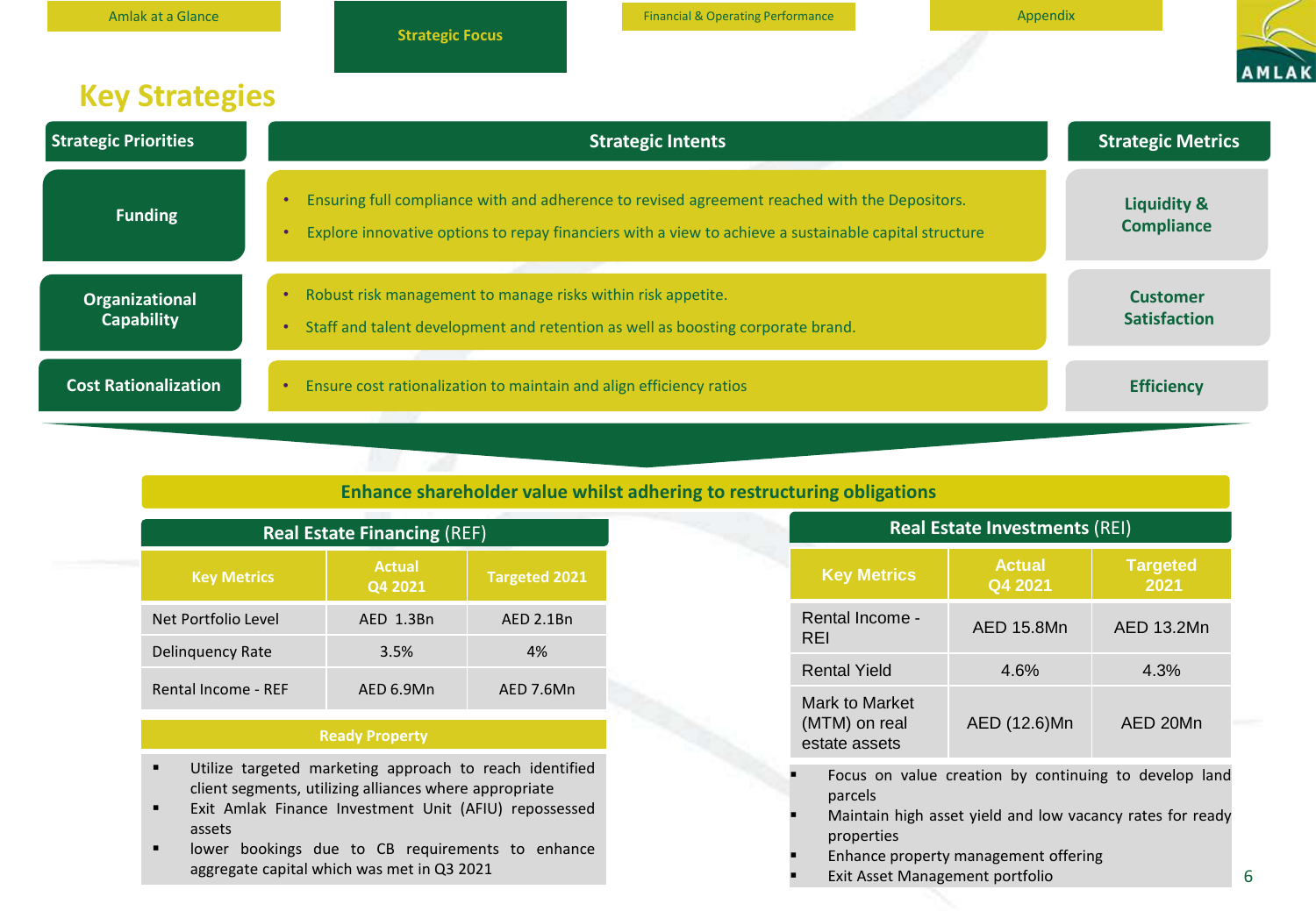Amlak at a Glance | **Strategic Focus** | Financial & Operating Performance | Appendix

# Key Strategies

| Strategic Priorities | Strategic Intents | Strategic Metrics |
|---|---|---|
| Funding | • Ensuring full compliance with and adherence to revised agreement reached with the Depositors.<br>• Explore innovative options to repay financiers with a view to achieve a sustainable capital structure | Liquidity & Compliance |
| Organizational Capability | • Robust risk management to manage risks within risk appetite.<br>• Staff and talent development and retention as well as boosting corporate brand. | Customer Satisfaction |
| Cost Rationalization | • Ensure cost rationalization to maintain and align efficiency ratios | Efficiency |

## Enhance shareholder value whilst adhering to restructuring obligations

### Real Estate Financing (REF)

| Key Metrics | Actual Q4 2021 | Targeted 2021 |
|---|---|---|
| Net Portfolio Level | AED 1.3Bn | AED 2.1Bn |
| Delinquency Rate | 3.5% | 4% |
| Rental Income - REF | AED 6.9Mn | AED 7.6Mn |

**Ready Property**

- Utilize targeted marketing approach to reach identified client segments, utilizing alliances where appropriate
- Exit Amlak Finance Investment Unit (AFIU) repossessed assets
- lower bookings due to CB requirements to enhance aggregate capital which was met in Q3 2021

### Real Estate Investments (REI)

| Key Metrics | Actual Q4 2021 | Targeted 2021 |
|---|---|---|
| Rental Income - REI | AED 15.8Mn | AED 13.2Mn |
| Rental Yield | 4.6% | 4.3% |
| Mark to Market (MTM) on real estate assets | AED (12.6)Mn | AED 20Mn |

- Focus on value creation by continuing to develop land parcels
- Maintain high asset yield and low vacancy rates for ready properties
- Enhance property management offering
- Exit Asset Management portfolio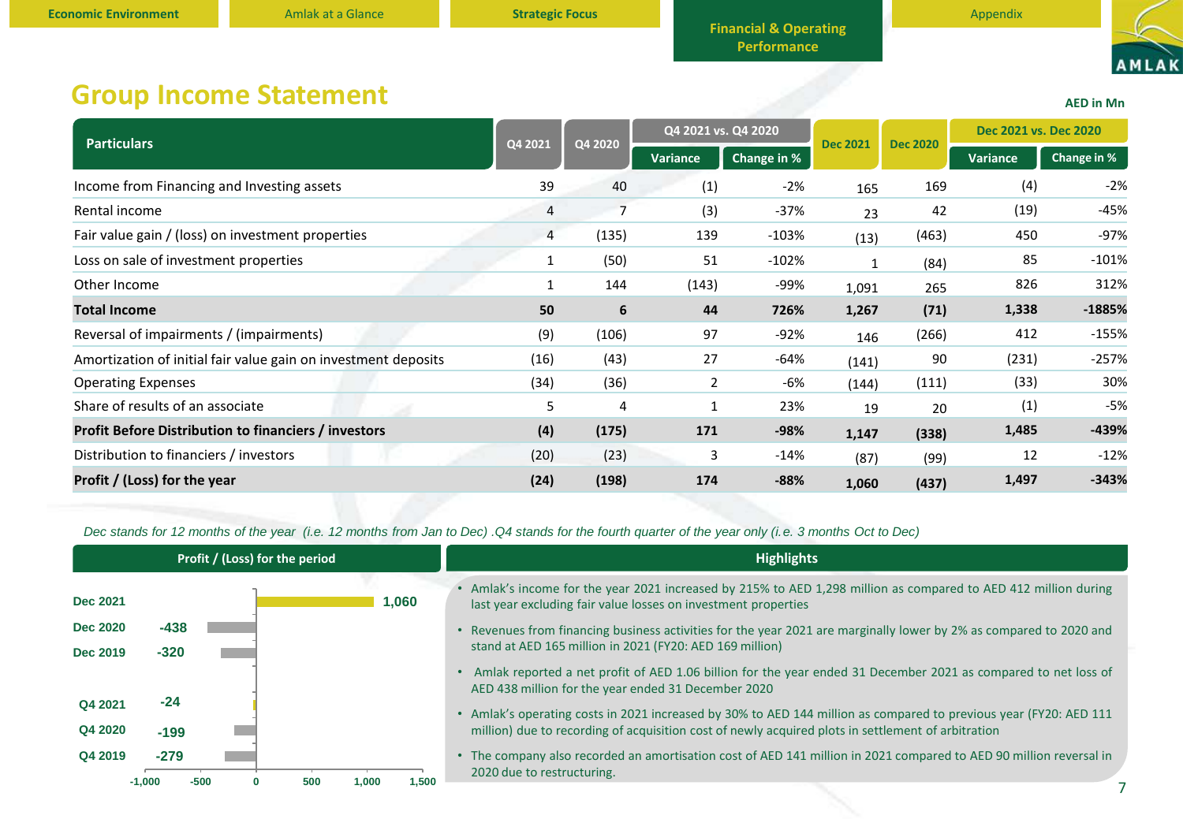# Group Income Statement

AED in Mn

| Particulars | Q4 2021 | Q4 2020 | Q4 2021 vs. Q4 2020 | | Dec 2021 | Dec 2020 | Dec 2021 vs. Dec 2020 | |
|---|---|---|---|---|---|---|---|---|
| | | | Variance | Change in % | | | Variance | Change in % |
| Income from Financing and Investing assets | 39 | 40 | (1) | -2% | 165 | 169 | (4) | -2% |
| Rental income | 4 | 7 | (3) | -37% | 23 | 42 | (19) | -45% |
| Fair value gain / (loss) on investment properties | 4 | (135) | 139 | -103% | (13) | (463) | 450 | -97% |
| Loss on sale of investment properties | 1 | (50) | 51 | -102% | 1 | (84) | 85 | -101% |
| Other Income | 1 | 144 | (143) | -99% | 1,091 | 265 | 826 | 312% |
| **Total Income** | **50** | **6** | **44** | **726%** | **1,267** | **(71)** | **1,338** | **-1885%** |
| Reversal of impairments / (impairments) | (9) | (106) | 97 | -92% | 146 | (266) | 412 | -155% |
| Amortization of initial fair value gain on investment deposits | (16) | (43) | 27 | -64% | (141) | 90 | (231) | -257% |
| Operating Expenses | (34) | (36) | 2 | -6% | (144) | (111) | (33) | 30% |
| Share of results of an associate | 5 | 4 | 1 | 23% | 19 | 20 | (1) | -5% |
| **Profit Before Distribution to financiers / investors** | **(4)** | **(175)** | **171** | **-98%** | **1,147** | **(338)** | **1,485** | **-439%** |
| Distribution to financiers / investors | (20) | (23) | 3 | -14% | (87) | (99) | 12 | -12% |
| **Profit / (Loss) for the year** | **(24)** | **(198)** | **174** | **-88%** | **1,060** | **(437)** | **1,497** | **-343%** |

*Dec stands for 12 months of the year (i.e. 12 months from Jan to Dec) .Q4 stands for the fourth quarter of the year only (i.e. 3 months Oct to Dec)*

## Profit / (Loss) for the period

| Period | Profit / (Loss) |
|---|---|
| Dec 2021 | 1,060 |
| Dec 2020 | -438 |
| Dec 2019 | -320 |
| Q4 2021 | -24 |
| Q4 2020 | -199 |
| Q4 2019 | -279 |

## Highlights

- Amlak's income for the year 2021 increased by 215% to AED 1,298 million as compared to AED 412 million during last year excluding fair value losses on investment properties
- Revenues from financing business activities for the year 2021 are marginally lower by 2% as compared to 2020 and stand at AED 165 million in 2021 (FY20: AED 169 million)
- Amlak reported a net profit of AED 1.06 billion for the year ended 31 December 2021 as compared to net loss of AED 438 million for the year ended 31 December 2020
- Amlak's operating costs in 2021 increased by 30% to AED 144 million as compared to previous year (FY20: AED 111 million) due to recording of acquisition cost of newly acquired plots in settlement of arbitration
- The company also recorded an amortisation cost of AED 141 million in 2021 compared to AED 90 million reversal in 2020 due to restructuring.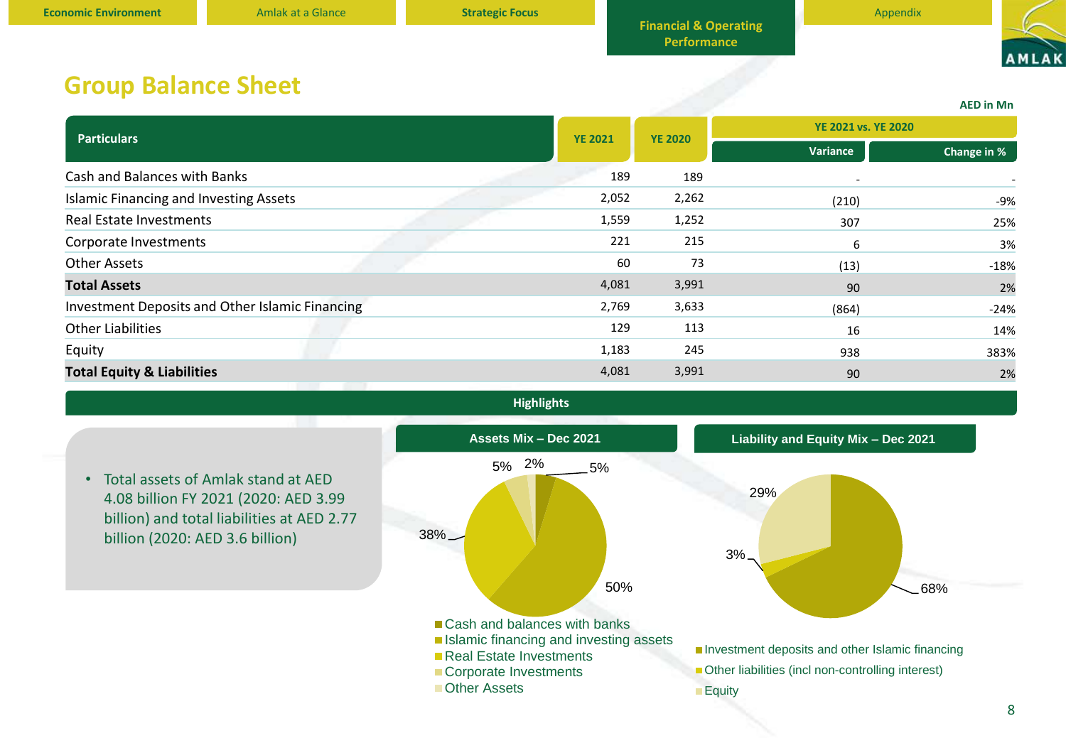# Group Balance Sheet

AED in Mn

| Particulars | YE 2021 | YE 2020 | YE 2021 vs. YE 2020 | |
|---|---|---|---|---|
| | | | Variance | Change in % |
| Cash and Balances with Banks | 189 | 189 | - | - |
| Islamic Financing and Investing Assets | 2,052 | 2,262 | (210) | -9% |
| Real Estate Investments | 1,559 | 1,252 | 307 | 25% |
| Corporate Investments | 221 | 215 | 6 | 3% |
| Other Assets | 60 | 73 | (13) | -18% |
| **Total Assets** | 4,081 | 3,991 | 90 | 2% |
| Investment Deposits and Other Islamic Financing | 2,769 | 3,633 | (864) | -24% |
| Other Liabilities | 129 | 113 | 16 | 14% |
| Equity | 1,183 | 245 | 938 | 383% |
| **Total Equity & Liabilities** | 4,081 | 3,991 | 90 | 2% |

## Highlights

- Total assets of Amlak stand at AED 4.08 billion FY 2021 (2020: AED 3.99 billion) and total liabilities at AED 2.77 billion (2020: AED 3.6 billion)

**Assets Mix – Dec 2021**

- Cash and balances with banks: 5%
- Islamic financing and investing assets: 50%
- Real Estate Investments: 38%
- Corporate Investments: 5%
- Other Assets: 2%

**Liability and Equity Mix – Dec 2021**

- Investment deposits and other Islamic financing: 68%
- Other liabilities (incl non-controlling interest): 3%
- Equity: 29%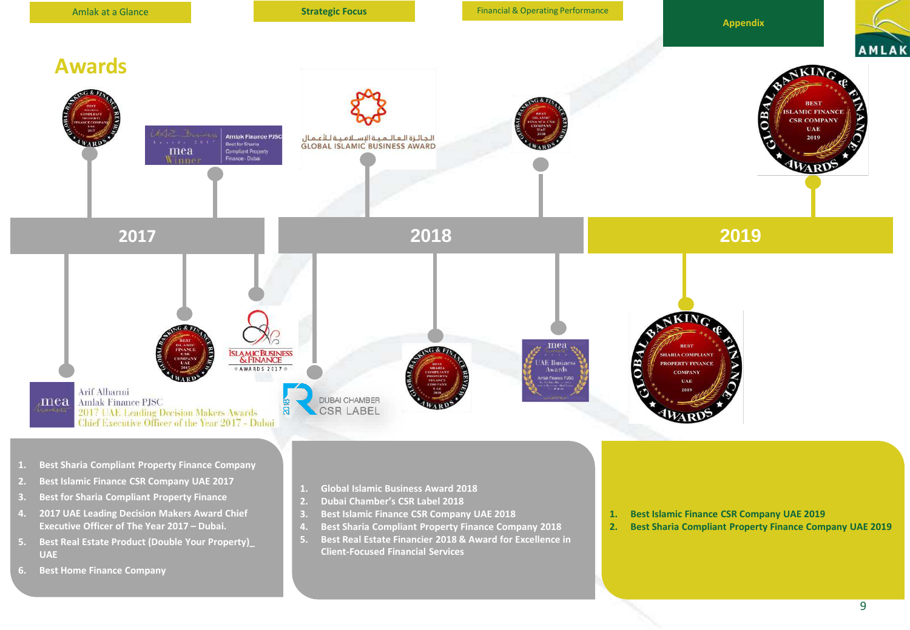Amlak at a Glance | Strategic Focus | Financial & Operating Performance | Appendix

# Awards

## 2017

1. Best Sharia Compliant Property Finance Company
2. Best Islamic Finance CSR Company UAE 2017
3. Best for Sharia Compliant Property Finance
4. 2017 UAE Leading Decision Makers Award Chief Executive Officer of The Year 2017 – Dubai.
5. Best Real Estate Product (Double Your Property)_ UAE
6. Best Home Finance Company

## 2018

1. Global Islamic Business Award 2018
2. Dubai Chamber's CSR Label 2018
3. Best Islamic Finance CSR Company UAE 2018
4. Best Sharia Compliant Property Finance Company 2018
5. Best Real Estate Financier 2018 & Award for Excellence in Client-Focused Financial Services

## 2019

1. Best Islamic Finance CSR Company UAE 2019
2. Best Sharia Compliant Property Finance Company UAE 2019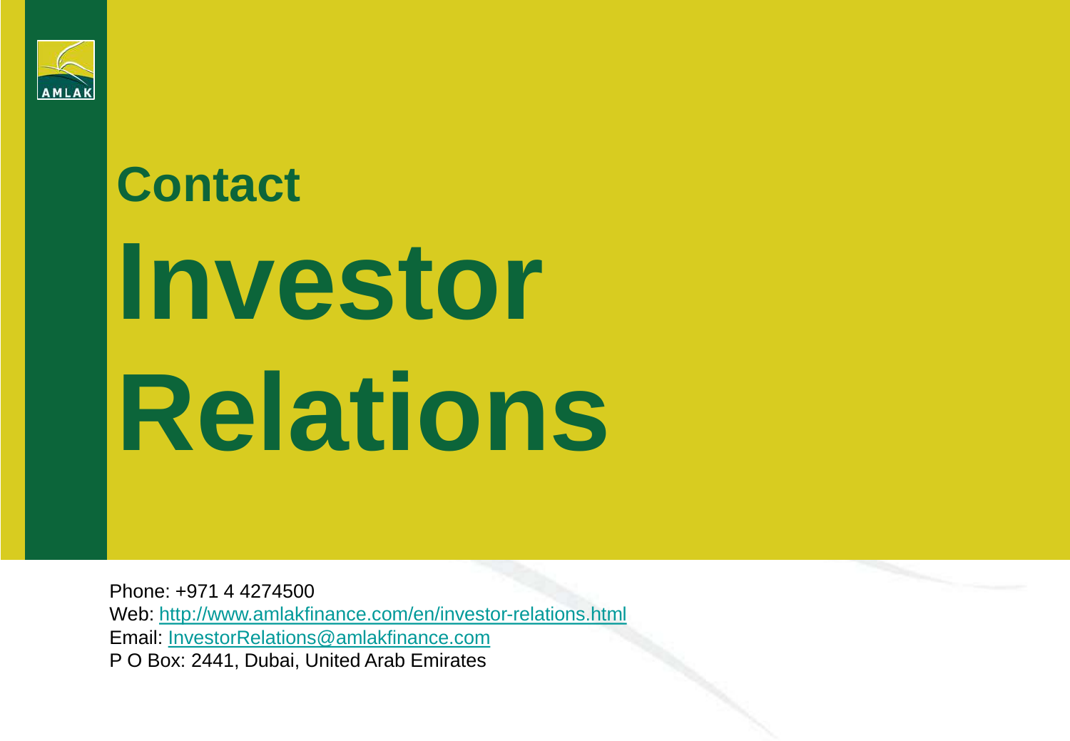## Contact

# Investor Relations

Phone: +971 4 4274500
Web: http://www.amlakfinance.com/en/investor-relations.html
Email: InvestorRelations@amlakfinance.com
P O Box: 2441, Dubai, United Arab Emirates